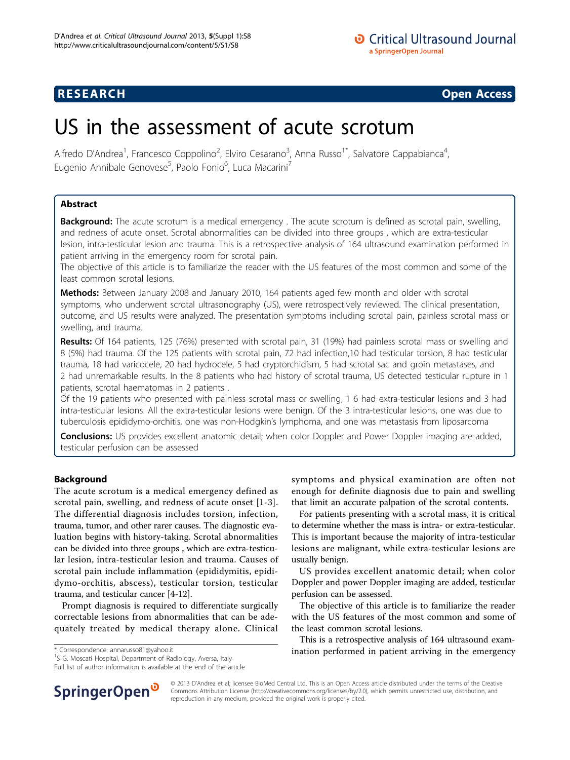**RESEARCH** **Open Access**

# US in the assessment of acute scrotum

Alfredo D'Andrea[1], Francesco Coppolino[2], Elviro Cesarano[3], Anna Russo[1*], Salvatore Cappabianca[4], Eugenio Annibale Genovese[5], Paolo Fonio[6], Luca Macarini[7]

## Abstract

**Background:** The acute scrotum is a medical emergency . The acute scrotum is defined as scrotal pain, swelling, and redness of acute onset. Scrotal abnormalities can be divided into three groups , which are extra-testicular lesion, intra-testicular lesion and trauma. This is a retrospective analysis of 164 ultrasound examination performed in patient arriving in the emergency room for scrotal pain.

The objective of this article is to familiarize the reader with the US features of the most common and some of the least common scrotal lesions.

**Methods:** Between January 2008 and January 2010, 164 patients aged few month and older with scrotal symptoms, who underwent scrotal ultrasonography (US), were retrospectively reviewed. The clinical presentation, outcome, and US results were analyzed. The presentation symptoms including scrotal pain, painless scrotal mass or swelling, and trauma.

**Results:** Of 164 patients, 125 (76%) presented with scrotal pain, 31 (19%) had painless scrotal mass or swelling and 8 (5%) had trauma. Of the 125 patients with scrotal pain, 72 had infection,10 had testicular torsion, 8 had testicular trauma, 18 had varicocele, 20 had hydrocele, 5 had cryptorchidism, 5 had scrotal sac and groin metastases, and 2 had unremarkable results. In the 8 patients who had history of scrotal trauma, US detected testicular rupture in 1 patients, scrotal haematomas in 2 patients .

Of the 19 patients who presented with painless scrotal mass or swelling, 1 6 had extra-testicular lesions and 3 had intra-testicular lesions. All the extra-testicular lesions were benign. Of the 3 intra-testicular lesions, one was due to tuberculosis epididymo-orchitis, one was non-Hodgkin's lymphoma, and one was metastasis from liposarcoma

**Conclusions:** US provides excellent anatomic detail; when color Doppler and Power Doppler imaging are added, testicular perfusion can be assessed

## Background

The acute scrotum is a medical emergency defined as scrotal pain, swelling, and redness of acute onset [1-3]. The differential diagnosis includes torsion, infection, trauma, tumor, and other rarer causes. The diagnostic evaluation begins with history-taking. Scrotal abnormalities can be divided into three groups , which are extra-testicular lesion, intra-testicular lesion and trauma. Causes of scrotal pain include inflammation (epididymitis, epididymo-orchitis, abscess), testicular torsion, testicular trauma, and testicular cancer [4-12].

Prompt diagnosis is required to differentiate surgically correctable lesions from abnormalities that can be adequately treated by medical therapy alone. Clinical symptoms and physical examination are often not enough for definite diagnosis due to pain and swelling that limit an accurate palpation of the scrotal contents.

For patients presenting with a scrotal mass, it is critical to determine whether the mass is intra- or extra-testicular. This is important because the majority of intra-testicular lesions are malignant, while extra-testicular lesions are usually benign.

US provides excellent anatomic detail; when color Doppler and power Doppler imaging are added, testicular perfusion can be assessed.

The objective of this article is to familiarize the reader with the US features of the most common and some of the least common scrotal lesions.

This is a retrospective analysis of 164 ultrasound examination performed in patient arriving in the emergency

\* Correspondence: annarusso81@yahoo.it
[1]S G. Moscati Hospital, Department of Radiology, Aversa, Italy
Full list of author information is available at the end of the article

© 2013 D'Andrea et al; licensee BioMed Central Ltd. This is an Open Access article distributed under the terms of the Creative Commons Attribution License (http://creativecommons.org/licenses/by/2.0), which permits unrestricted use, distribution, and reproduction in any medium, provided the original work is properly cited.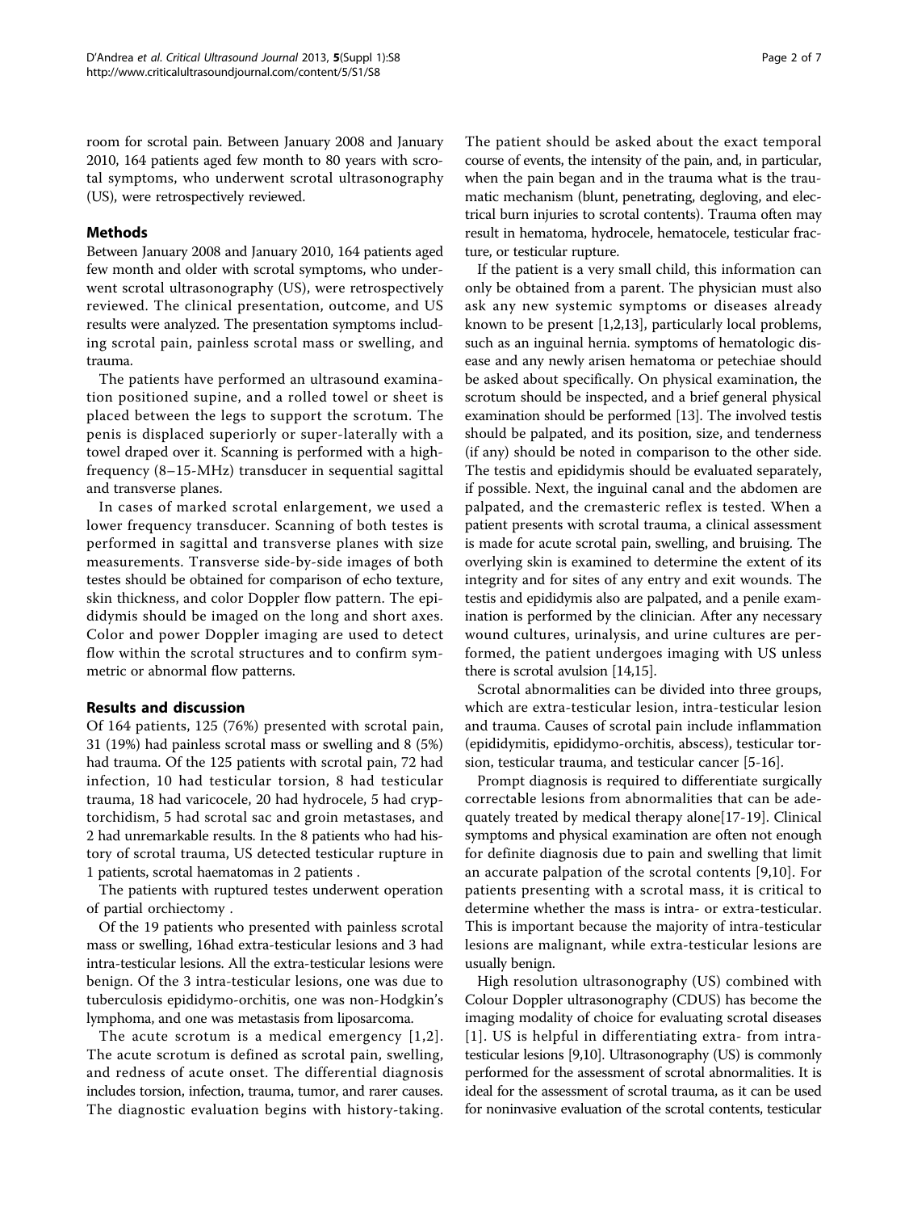room for scrotal pain. Between January 2008 and January 2010, 164 patients aged few month to 80 years with scrotal symptoms, who underwent scrotal ultrasonography (US), were retrospectively reviewed.

## Methods

Between January 2008 and January 2010, 164 patients aged few month and older with scrotal symptoms, who underwent scrotal ultrasonography (US), were retrospectively reviewed. The clinical presentation, outcome, and US results were analyzed. The presentation symptoms including scrotal pain, painless scrotal mass or swelling, and trauma.

The patients have performed an ultrasound examination positioned supine, and a rolled towel or sheet is placed between the legs to support the scrotum. The penis is displaced superiorly or super-laterally with a towel draped over it. Scanning is performed with a high-frequency (8–15-MHz) transducer in sequential sagittal and transverse planes.

In cases of marked scrotal enlargement, we used a lower frequency transducer. Scanning of both testes is performed in sagittal and transverse planes with size measurements. Transverse side-by-side images of both testes should be obtained for comparison of echo texture, skin thickness, and color Doppler flow pattern. The epididymis should be imaged on the long and short axes. Color and power Doppler imaging are used to detect flow within the scrotal structures and to confirm symmetric or abnormal flow patterns.

## Results and discussion

Of 164 patients, 125 (76%) presented with scrotal pain, 31 (19%) had painless scrotal mass or swelling and 8 (5%) had trauma. Of the 125 patients with scrotal pain, 72 had infection, 10 had testicular torsion, 8 had testicular trauma, 18 had varicocele, 20 had hydrocele, 5 had cryptorchidism, 5 had scrotal sac and groin metastases, and 2 had unremarkable results. In the 8 patients who had history of scrotal trauma, US detected testicular rupture in 1 patients, scrotal haematomas in 2 patients .

The patients with ruptured testes underwent operation of partial orchiectomy .

Of the 19 patients who presented with painless scrotal mass or swelling, 16had extra-testicular lesions and 3 had intra-testicular lesions. All the extra-testicular lesions were benign. Of the 3 intra-testicular lesions, one was due to tuberculosis epididymo-orchitis, one was non-Hodgkin's lymphoma, and one was metastasis from liposarcoma.

The acute scrotum is a medical emergency [1,2]. The acute scrotum is defined as scrotal pain, swelling, and redness of acute onset. The differential diagnosis includes torsion, infection, trauma, tumor, and rarer causes. The diagnostic evaluation begins with history-taking. The patient should be asked about the exact temporal course of events, the intensity of the pain, and, in particular, when the pain began and in the trauma what is the traumatic mechanism (blunt, penetrating, degloving, and electrical burn injuries to scrotal contents). Trauma often may result in hematoma, hydrocele, hematocele, testicular fracture, or testicular rupture.

If the patient is a very small child, this information can only be obtained from a parent. The physician must also ask any new systemic symptoms or diseases already known to be present [1,2,13], particularly local problems, such as an inguinal hernia. symptoms of hematologic disease and any newly arisen hematoma or petechiae should be asked about specifically. On physical examination, the scrotum should be inspected, and a brief general physical examination should be performed [13]. The involved testis should be palpated, and its position, size, and tenderness (if any) should be noted in comparison to the other side. The testis and epididymis should be evaluated separately, if possible. Next, the inguinal canal and the abdomen are palpated, and the cremasteric reflex is tested. When a patient presents with scrotal trauma, a clinical assessment is made for acute scrotal pain, swelling, and bruising. The overlying skin is examined to determine the extent of its integrity and for sites of any entry and exit wounds. The testis and epididymis also are palpated, and a penile examination is performed by the clinician. After any necessary wound cultures, urinalysis, and urine cultures are performed, the patient undergoes imaging with US unless there is scrotal avulsion [14,15].

Scrotal abnormalities can be divided into three groups, which are extra-testicular lesion, intra-testicular lesion and trauma. Causes of scrotal pain include inflammation (epididymitis, epididymo-orchitis, abscess), testicular torsion, testicular trauma, and testicular cancer [5-16].

Prompt diagnosis is required to differentiate surgically correctable lesions from abnormalities that can be adequately treated by medical therapy alone[17-19]. Clinical symptoms and physical examination are often not enough for definite diagnosis due to pain and swelling that limit an accurate palpation of the scrotal contents [9,10]. For patients presenting with a scrotal mass, it is critical to determine whether the mass is intra- or extra-testicular. This is important because the majority of intra-testicular lesions are malignant, while extra-testicular lesions are usually benign.

High resolution ultrasonography (US) combined with Colour Doppler ultrasonography (CDUS) has become the imaging modality of choice for evaluating scrotal diseases [1]. US is helpful in differentiating extra- from intra-testicular lesions [9,10]. Ultrasonography (US) is commonly performed for the assessment of scrotal abnormalities. It is ideal for the assessment of scrotal trauma, as it can be used for noninvasive evaluation of the scrotal contents, testicular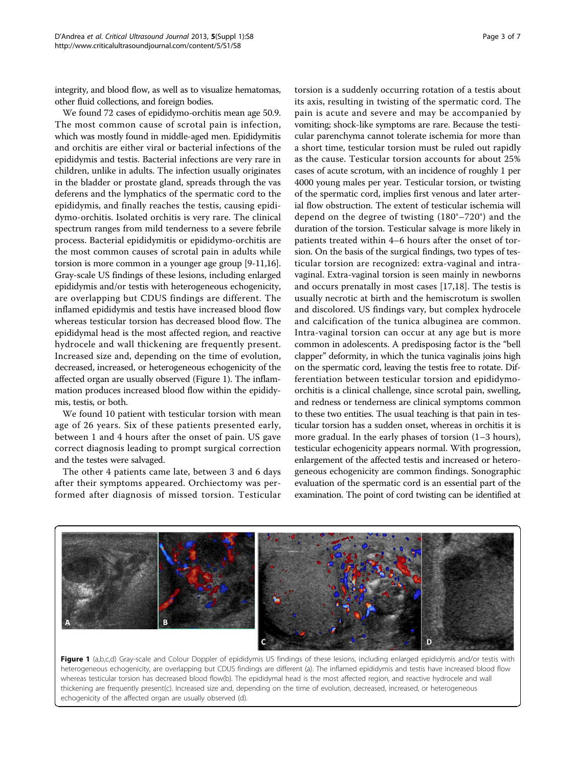integrity, and blood flow, as well as to visualize hematomas, other fluid collections, and foreign bodies.

We found 72 cases of epididymo-orchitis mean age 50.9. The most common cause of scrotal pain is infection, which was mostly found in middle-aged men. Epididymitis and orchitis are either viral or bacterial infections of the epididymis and testis. Bacterial infections are very rare in children, unlike in adults. The infection usually originates in the bladder or prostate gland, spreads through the vas deferens and the lymphatics of the spermatic cord to the epididymis, and finally reaches the testis, causing epididymo-orchitis. Isolated orchitis is very rare. The clinical spectrum ranges from mild tenderness to a severe febrile process. Bacterial epididymitis or epididymo-orchitis are the most common causes of scrotal pain in adults while torsion is more common in a younger age group [9-11,16]. Gray-scale US findings of these lesions, including enlarged epididymis and/or testis with heterogeneous echogenicity, are overlapping but CDUS findings are different. The inflamed epididymis and testis have increased blood flow whereas testicular torsion has decreased blood flow. The epididymal head is the most affected region, and reactive hydrocele and wall thickening are frequently present. Increased size and, depending on the time of evolution, decreased, increased, or heterogeneous echogenicity of the affected organ are usually observed (Figure 1). The inflammation produces increased blood flow within the epididymis, testis, or both.

We found 10 patient with testicular torsion with mean age of 26 years. Six of these patients presented early, between 1 and 4 hours after the onset of pain. US gave correct diagnosis leading to prompt surgical correction and the testes were salvaged.

The other 4 patients came late, between 3 and 6 days after their symptoms appeared. Orchiectomy was performed after diagnosis of missed torsion. Testicular torsion is a suddenly occurring rotation of a testis about its axis, resulting in twisting of the spermatic cord. The pain is acute and severe and may be accompanied by vomiting; shock-like symptoms are rare. Because the testicular parenchyma cannot tolerate ischemia for more than a short time, testicular torsion must be ruled out rapidly as the cause. Testicular torsion accounts for about 25% cases of acute scrotum, with an incidence of roughly 1 per 4000 young males per year. Testicular torsion, or twisting of the spermatic cord, implies first venous and later arterial flow obstruction. The extent of testicular ischemia will depend on the degree of twisting (180°–720°) and the duration of the torsion. Testicular salvage is more likely in patients treated within 4–6 hours after the onset of torsion. On the basis of the surgical findings, two types of testicular torsion are recognized: extra-vaginal and intra-vaginal. Extra-vaginal torsion is seen mainly in newborns and occurs prenatally in most cases [17,18]. The testis is usually necrotic at birth and the hemiscrotum is swollen and discolored. US findings vary, but complex hydrocele and calcification of the tunica albuginea are common. Intra-vaginal torsion can occur at any age but is more common in adolescents. A predisposing factor is the "bell clapper" deformity, in which the tunica vaginalis joins high on the spermatic cord, leaving the testis free to rotate. Differentiation between testicular torsion and epididymo-orchitis is a clinical challenge, since scrotal pain, swelling, and redness or tenderness are clinical symptoms common to these two entities. The usual teaching is that pain in testicular torsion has a sudden onset, whereas in orchitis it is more gradual. In the early phases of torsion (1–3 hours), testicular echogenicity appears normal. With progression, enlargement of the affected testis and increased or heterogeneous echogenicity are common findings. Sonographic evaluation of the spermatic cord is an essential part of the examination. The point of cord twisting can be identified at

**Figure 1** (a,b,c,d) Gray-scale and Colour Doppler of epididymis US findings of these lesions, including enlarged epididymis and/or testis with heterogeneous echogenicity, are overlapping but CDUS findings are different (a). The inflamed epididymis and testis have increased blood flow whereas testicular torsion has decreased blood flow(b). The epididymal head is the most affected region, and reactive hydrocele and wall thickening are frequently present(c). Increased size and, depending on the time of evolution, decreased, increased, or heterogeneous echogenicity of the affected organ are usually observed (d).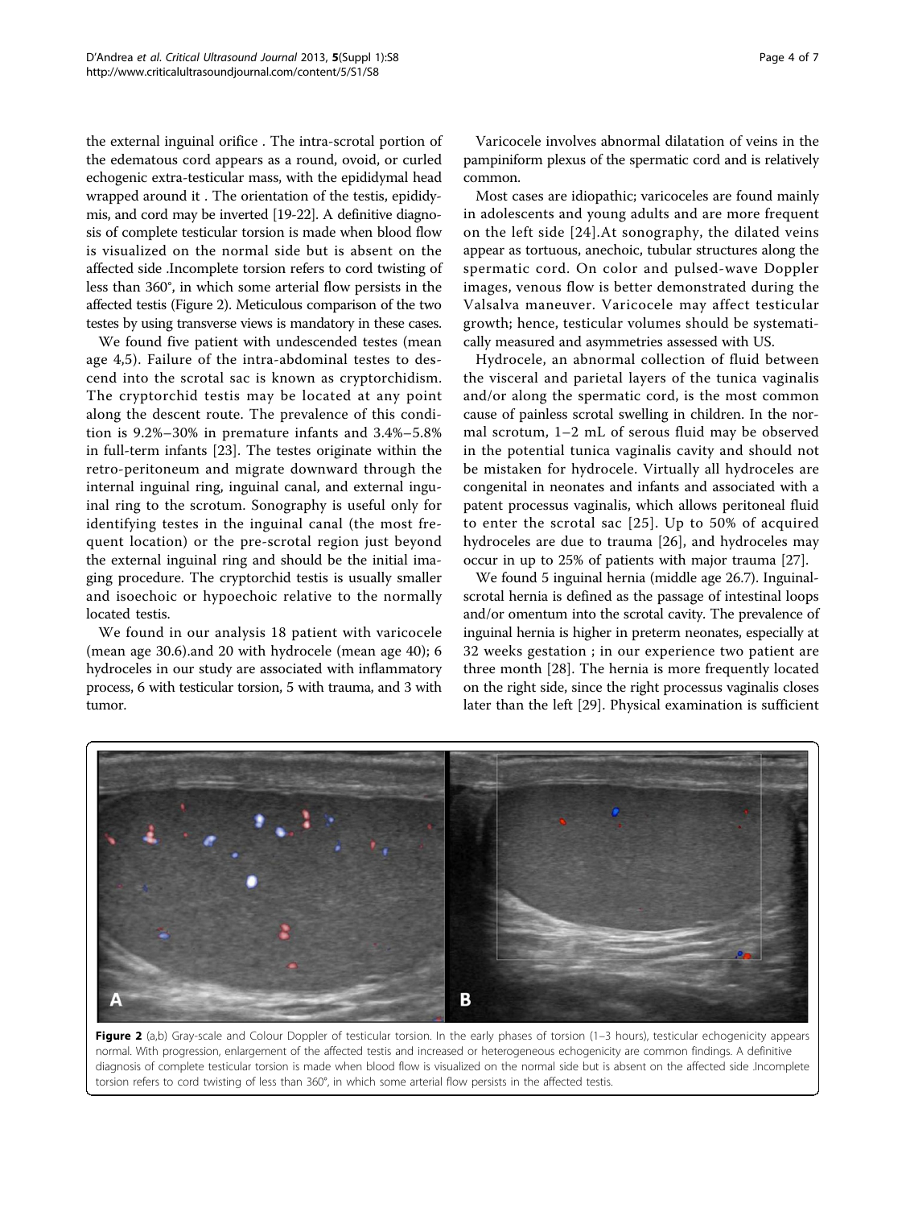the external inguinal orifice . The intra-scrotal portion of the edematous cord appears as a round, ovoid, or curled echogenic extra-testicular mass, with the epididymal head wrapped around it . The orientation of the testis, epididymis, and cord may be inverted [19-22]. A definitive diagnosis of complete testicular torsion is made when blood flow is visualized on the normal side but is absent on the affected side .Incomplete torsion refers to cord twisting of less than 360°, in which some arterial flow persists in the affected testis (Figure 2). Meticulous comparison of the two testes by using transverse views is mandatory in these cases.

We found five patient with undescended testes (mean age 4,5). Failure of the intra-abdominal testes to descend into the scrotal sac is known as cryptorchidism. The cryptorchid testis may be located at any point along the descent route. The prevalence of this condition is 9.2%–30% in premature infants and 3.4%–5.8% in full-term infants [23]. The testes originate within the retro-peritoneum and migrate downward through the internal inguinal ring, inguinal canal, and external inguinal ring to the scrotum. Sonography is useful only for identifying testes in the inguinal canal (the most frequent location) or the pre-scrotal region just beyond the external inguinal ring and should be the initial imaging procedure. The cryptorchid testis is usually smaller and isoechoic or hypoechoic relative to the normally located testis.

We found in our analysis 18 patient with varicocele (mean age 30.6).and 20 with hydrocele (mean age 40); 6 hydroceles in our study are associated with inflammatory process, 6 with testicular torsion, 5 with trauma, and 3 with tumor.

Varicocele involves abnormal dilatation of veins in the pampiniform plexus of the spermatic cord and is relatively common.

Most cases are idiopathic; varicoceles are found mainly in adolescents and young adults and are more frequent on the left side [24].At sonography, the dilated veins appear as tortuous, anechoic, tubular structures along the spermatic cord. On color and pulsed-wave Doppler images, venous flow is better demonstrated during the Valsalva maneuver. Varicocele may affect testicular growth; hence, testicular volumes should be systematically measured and asymmetries assessed with US.

Hydrocele, an abnormal collection of fluid between the visceral and parietal layers of the tunica vaginalis and/or along the spermatic cord, is the most common cause of painless scrotal swelling in children. In the normal scrotum, 1–2 mL of serous fluid may be observed in the potential tunica vaginalis cavity and should not be mistaken for hydrocele. Virtually all hydroceles are congenital in neonates and infants and associated with a patent processus vaginalis, which allows peritoneal fluid to enter the scrotal sac [25]. Up to 50% of acquired hydroceles are due to trauma [26], and hydroceles may occur in up to 25% of patients with major trauma [27].

We found 5 inguinal hernia (middle age 26.7). Inguinal-scrotal hernia is defined as the passage of intestinal loops and/or omentum into the scrotal cavity. The prevalence of inguinal hernia is higher in preterm neonates, especially at 32 weeks gestation ; in our experience two patient are three month [28]. The hernia is more frequently located on the right side, since the right processus vaginalis closes later than the left [29]. Physical examination is sufficient

**Figure 2** (a,b) Gray-scale and Colour Doppler of testicular torsion. In the early phases of torsion (1–3 hours), testicular echogenicity appears normal. With progression, enlargement of the affected testis and increased or heterogeneous echogenicity are common findings. A definitive diagnosis of complete testicular torsion is made when blood flow is visualized on the normal side but is absent on the affected side .Incomplete torsion refers to cord twisting of less than 360°, in which some arterial flow persists in the affected testis.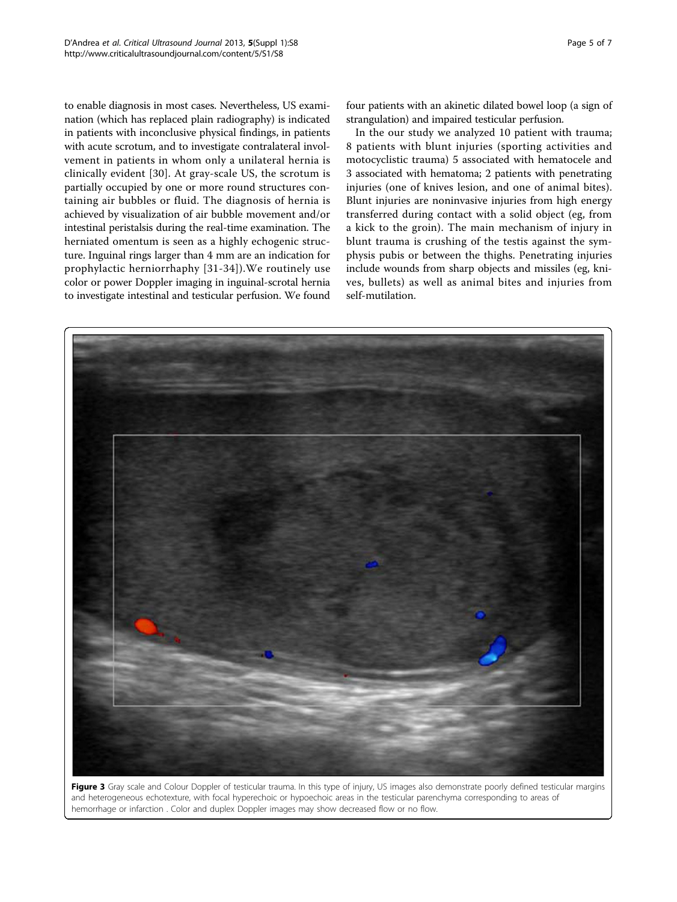to enable diagnosis in most cases. Nevertheless, US examination (which has replaced plain radiography) is indicated in patients with inconclusive physical findings, in patients with acute scrotum, and to investigate contralateral involvement in patients in whom only a unilateral hernia is clinically evident [30]. At gray-scale US, the scrotum is partially occupied by one or more round structures containing air bubbles or fluid. The diagnosis of hernia is achieved by visualization of air bubble movement and/or intestinal peristalsis during the real-time examination. The herniated omentum is seen as a highly echogenic structure. Inguinal rings larger than 4 mm are an indication for prophylactic herniorrhaphy [31-34]).We routinely use color or power Doppler imaging in inguinal-scrotal hernia to investigate intestinal and testicular perfusion. We found four patients with an akinetic dilated bowel loop (a sign of strangulation) and impaired testicular perfusion.

In the our study we analyzed 10 patient with trauma; 8 patients with blunt injuries (sporting activities and motocyclistic trauma) 5 associated with hematocele and 3 associated with hematoma; 2 patients with penetrating injuries (one of knives lesion, and one of animal bites). Blunt injuries are noninvasive injuries from high energy transferred during contact with a solid object (eg, from a kick to the groin). The main mechanism of injury in blunt trauma is crushing of the testis against the symphysis pubis or between the thighs. Penetrating injuries include wounds from sharp objects and missiles (eg, knives, bullets) as well as animal bites and injuries from self-mutilation.

**Figure 3** Gray scale and Colour Doppler of testicular trauma. In this type of injury, US images also demonstrate poorly defined testicular margins and heterogeneous echotexture, with focal hyperechoic or hypoechoic areas in the testicular parenchyma corresponding to areas of hemorrhage or infarction . Color and duplex Doppler images may show decreased flow or no flow.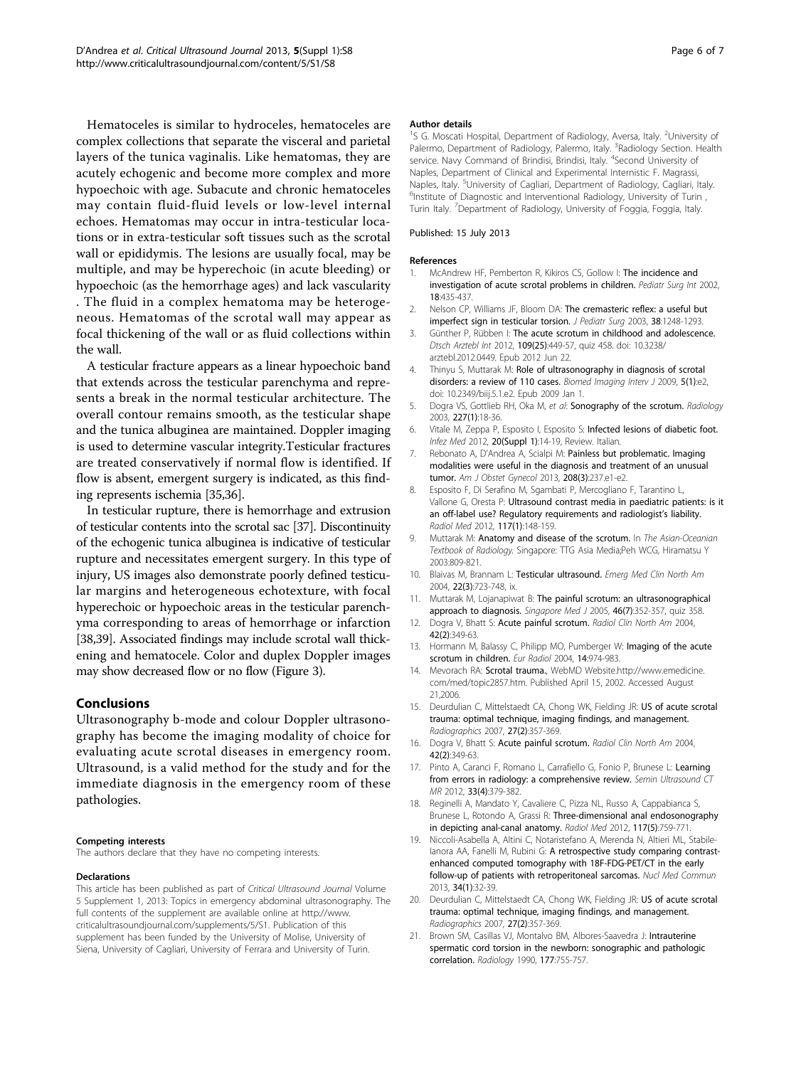Hematoceles is similar to hydroceles, hematoceles are complex collections that separate the visceral and parietal layers of the tunica vaginalis. Like hematomas, they are acutely echogenic and become more complex and more hypoechoic with age. Subacute and chronic hematoceles may contain fluid-fluid levels or low-level internal echoes. Hematomas may occur in intra-testicular locations or in extra-testicular soft tissues such as the scrotal wall or epididymis. The lesions are usually focal, may be multiple, and may be hyperechoic (in acute bleeding) or hypoechoic (as the hemorrhage ages) and lack vascularity . The fluid in a complex hematoma may be heterogeneous. Hematomas of the scrotal wall may appear as focal thickening of the wall or as fluid collections within the wall.

A testicular fracture appears as a linear hypoechoic band that extends across the testicular parenchyma and represents a break in the normal testicular architecture. The overall contour remains smooth, as the testicular shape and the tunica albuginea are maintained. Doppler imaging is used to determine vascular integrity.Testicular fractures are treated conservatively if normal flow is identified. If flow is absent, emergent surgery is indicated, as this finding represents ischemia [35,36].

In testicular rupture, there is hemorrhage and extrusion of testicular contents into the scrotal sac [37]. Discontinuity of the echogenic tunica albuginea is indicative of testicular rupture and necessitates emergent surgery. In this type of injury, US images also demonstrate poorly defined testicular margins and heterogeneous echotexture, with focal hyperechoic or hypoechoic areas in the testicular parenchyma corresponding to areas of hemorrhage or infarction [38,39]. Associated findings may include scrotal wall thickening and hematocele. Color and duplex Doppler images may show decreased flow or no flow (Figure 3).

## Conclusions

Ultrasonography b-mode and colour Doppler ultrasonography has become the imaging modality of choice for evaluating acute scrotal diseases in emergency room. Ultrasound, is a valid method for the study and for the immediate diagnosis in the emergency room of these pathologies.

#### Competing interests

The authors declare that they have no competing interests.

#### Declarations

This article has been published as part of *Critical Ultrasound Journal* Volume 5 Supplement 1, 2013: Topics in emergency abdominal ultrasonography. The full contents of the supplement are available online at http://www.criticalultrasoundjournal.com/supplements/5/S1. Publication of this supplement has been funded by the University of Molise, University of Siena, University of Cagliari, University of Ferrara and University of Turin.

#### Author details

[1]S G. Moscati Hospital, Department of Radiology, Aversa, Italy. [2]University of Palermo, Department of Radiology, Palermo, Italy. [3]Radiology Section. Health service. Navy Command of Brindisi, Brindisi, Italy. [4]Second University of Naples, Department of Clinical and Experimental Internistic F. Magrassi, Naples, Italy. [5]University of Cagliari, Department of Radiology, Cagliari, Italy. [6]Institute of Diagnostic and Interventional Radiology, University of Turin , Turin Italy. [7]Department of Radiology, University of Foggia, Foggia, Italy.

Published: 15 July 2013

#### References

1. McAndrew HF, Pemberton R, Kikiros CS, Gollow I: **The incidence and investigation of acute scrotal problems in children.** *Pediatr Surg Int* 2002, **18**:435-437.
2. Nelson CP, Williams JF, Bloom DA: **The cremasteric reflex: a useful but imperfect sign in testicular torsion.** *J Pediatr Surg* 2003, **38**:1248-1293.
3. Günther P, Rübben I: **The acute scrotum in childhood and adolescence.** *Dtsch Arztebl Int* 2012, **109(25)**:449-57, quiz 458. doi: 10.3238/arztebl.2012.0449. Epub 2012 Jun 22.
4. Thinyu S, Muttarak M: **Role of ultrasonography in diagnosis of scrotal disorders: a review of 110 cases.** *Biomed Imaging Interv J* 2009, **5(1)**:e2, doi: 10.2349/biij.5.1.e2. Epub 2009 Jan 1.
5. Dogra VS, Gottlieb RH, Oka M, *et al*: **Sonography of the scrotum.** *Radiology* 2003, **227(1)**:18-36.
6. Vitale M, Zeppa P, Esposito I, Esposito S: **Infected lesions of diabetic foot.** *Infez Med* 2012, **20(Suppl 1)**:14-19, Review. Italian.
7. Rebonato A, D'Andrea A, Scialpi M: **Painless but problematic. Imaging modalities were useful in the diagnosis and treatment of an unusual tumor.** *Am J Obstet Gynecol* 2013, **208(3)**:237.e1-e2.
8. Esposito F, Di Serafino M, Sgambati P, Mercogliano F, Tarantino L, Vallone G, Oresta P: **Ultrasound contrast media in paediatric patients: is it an off-label use? Regulatory requirements and radiologist's liability.** *Radiol Med* 2012, **117(1)**:148-159.
9. Muttarak M: **Anatomy and disease of the scrotum.** In *The Asian-Oceanian Textbook of Radiology.* Singapore: TTG Asia Media;Peh WCG, Hiramatsu Y 2003:809-821.
10. Blaivas M, Brannam L: **Testicular ultrasound.** *Emerg Med Clin North Am* 2004, **22(3)**:723-748, ix.
11. Muttarak M, Lojanapiwat B: **The painful scrotum: an ultrasonographical approach to diagnosis.** *Singapore Med J* 2005, **46(7)**:352-357, quiz 358.
12. Dogra V, Bhatt S: **Acute painful scrotum.** *Radiol Clin North Am* 2004, **42(2)**:349-63.
13. Hormann M, Balassy C, Philipp MO, Pumberger W: **Imaging of the acute scrotum in children.** *Eur Radiol* 2004, **14**:974-983.
14. Mevorach RA: **Scrotal trauma.**, WebMD Website.http://www.emedicine.com/med/topic2857.htm. Published April 15, 2002. Accessed August 21,2006.
15. Deurdulian C, Mittelstaedt CA, Chong WK, Fielding JR: **US of acute scrotal trauma: optimal technique, imaging findings, and management.** *Radiographics* 2007, **27(2)**:357-369.
16. Dogra V, Bhatt S: **Acute painful scrotum.** *Radiol Clin North Am* 2004, **42(2)**:349-63.
17. Pinto A, Caranci F, Romano L, Carrafiello G, Fonio P, Brunese L: **Learning from errors in radiology: a comprehensive review.** *Semin Ultrasound CT MR* 2012, **33(4)**:379-382.
18. Reginelli A, Mandato Y, Cavaliere C, Pizza NL, Russo A, Cappabianca S, Brunese L, Rotondo A, Grassi R: **Three-dimensional anal endosonography in depicting anal-canal anatomy.** *Radiol Med* 2012, **117(5)**:759-771.
19. Niccoli-Asabella A, Altini C, Notaristefano A, Merenda N, Altieri ML, Stabile-Ianora AA, Fanelli M, Rubini G: **A retrospective study comparing contrast-enhanced computed tomography with 18F-FDG-PET/CT in the early follow-up of patients with retroperitoneal sarcomas.** *Nucl Med Commun* 2013, **34(1)**:32-39.
20. Deurdulian C, Mittelstaedt CA, Chong WK, Fielding JR: **US of acute scrotal trauma: optimal technique, imaging findings, and management.** *Radiographics* 2007, **27(2)**:357-369.
21. Brown SM, Casillas VJ, Montalvo BM, Albores-Saavedra J: **Intrauterine spermatic cord torsion in the newborn: sonographic and pathologic correlation.** *Radiology* 1990, **177**:755-757.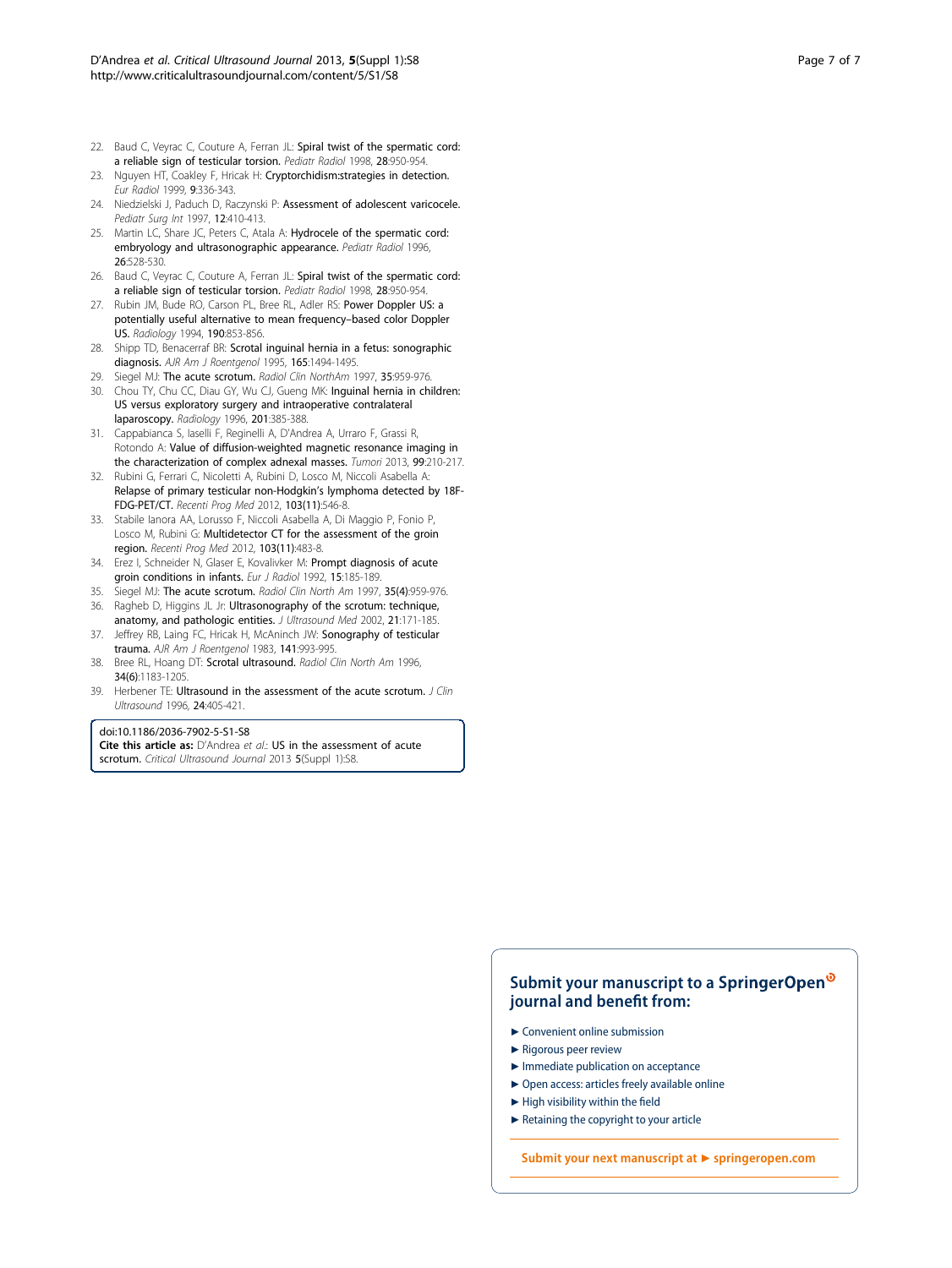22. Baud C, Veyrac C, Couture A, Ferran JL: **Spiral twist of the spermatic cord: a reliable sign of testicular torsion.** *Pediatr Radiol* 1998, **28**:950-954.
23. Nguyen HT, Coakley F, Hricak H: **Cryptorchidism:strategies in detection.** *Eur Radiol* 1999, **9**:336-343.
24. Niedzielski J, Paduch D, Raczynski P: **Assessment of adolescent varicocele.** *Pediatr Surg Int* 1997, **12**:410-413.
25. Martin LC, Share JC, Peters C, Atala A: **Hydrocele of the spermatic cord: embryology and ultrasonographic appearance.** *Pediatr Radiol* 1996, **26**:528-530.
26. Baud C, Veyrac C, Couture A, Ferran JL: **Spiral twist of the spermatic cord: a reliable sign of testicular torsion.** *Pediatr Radiol* 1998, **28**:950-954.
27. Rubin JM, Bude RO, Carson PL, Bree RL, Adler RS: **Power Doppler US: a potentially useful alternative to mean frequency–based color Doppler US.** *Radiology* 1994, **190**:853-856.
28. Shipp TD, Benacerraf BR: **Scrotal inguinal hernia in a fetus: sonographic diagnosis.** *AJR Am J Roentgenol* 1995, **165**:1494-1495.
29. Siegel MJ: **The acute scrotum.** *Radiol Clin NorthAm* 1997, **35**:959-976.
30. Chou TY, Chu CC, Diau GY, Wu CJ, Gueng MK: **Inguinal hernia in children: US versus exploratory surgery and intraoperative contralateral laparoscopy.** *Radiology* 1996, **201**:385-388.
31. Cappabianca S, Iaselli F, Reginelli A, D'Andrea A, Urraro F, Grassi R, Rotondo A: **Value of diffusion-weighted magnetic resonance imaging in the characterization of complex adnexal masses.** *Tumori* 2013, **99**:210-217.
32. Rubini G, Ferrari C, Nicoletti A, Rubini D, Losco M, Niccoli Asabella A: **Relapse of primary testicular non-Hodgkin's lymphoma detected by 18F-FDG-PET/CT.** *Recenti Prog Med* 2012, **103(11)**:546-8.
33. Stabile Ianora AA, Lorusso F, Niccoli Asabella A, Di Maggio P, Fonio P, Losco M, Rubini G: **Multidetector CT for the assessment of the groin region.** *Recenti Prog Med* 2012, **103(11)**:483-8.
34. Erez I, Schneider N, Glaser E, Kovalivker M: **Prompt diagnosis of acute groin conditions in infants.** *Eur J Radiol* 1992, **15**:185-189.
35. Siegel MJ: **The acute scrotum.** *Radiol Clin North Am* 1997, **35(4)**:959-976.
36. Ragheb D, Higgins JL Jr: **Ultrasonography of the scrotum: technique, anatomy, and pathologic entities.** *J Ultrasound Med* 2002, **21**:171-185.
37. Jeffrey RB, Laing FC, Hricak H, McAninch JW: **Sonography of testicular trauma.** *AJR Am J Roentgenol* 1983, **141**:993-995.
38. Bree RL, Hoang DT: **Scrotal ultrasound.** *Radiol Clin North Am* 1996, **34(6)**:1183-1205.
39. Herbener TE: **Ultrasound in the assessment of the acute scrotum.** *J Clin Ultrasound* 1996, **24**:405-421.

doi:10.1186/2036-7902-5-S1-S8
**Cite this article as:** D'Andrea *et al.*: US in the assessment of acute scrotum. *Critical Ultrasound Journal* 2013 **5**(Suppl 1):S8.

**Submit your manuscript to a SpringerOpen journal and benefit from:**

- ► Convenient online submission
- ► Rigorous peer review
- ► Immediate publication on acceptance
- ► Open access: articles freely available online
- ► High visibility within the field
- ► Retaining the copyright to your article

**Submit your next manuscript at ► springeropen.com**